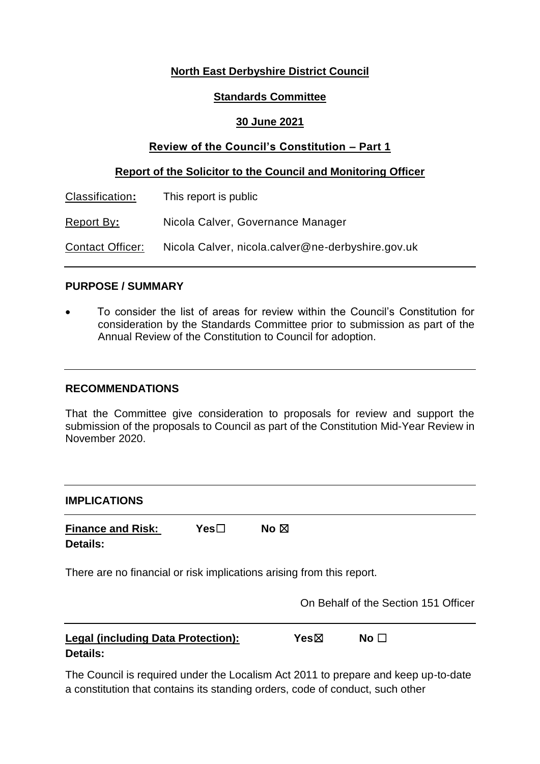**North East Derbyshire District Council**

**Standards Committee**

**30 June 2021**

**Review of the Council's Constitution – Part 1**

**Report of the Solicitor to the Council and Monitoring Officer**

| | |
|---|---|
| Classification: | This report is public |
| Report By: | Nicola Calver, Governance Manager |
| Contact Officer: | Nicola Calver, nicola.calver@ne-derbyshire.gov.uk |

---

**PURPOSE / SUMMARY**

- To consider the list of areas for review within the Council's Constitution for consideration by the Standards Committee prior to submission as part of the Annual Review of the Constitution to Council for adoption.

---

**RECOMMENDATIONS**

That the Committee give consideration to proposals for review and support the submission of the proposals to Council as part of the Constitution Mid-Year Review in November 2020.

---

**IMPLICATIONS**

---

**Finance and Risk:** Yes☐ No ☒

**Details:**

There are no financial or risk implications arising from this report.

On Behalf of the Section 151 Officer

---

**Legal (including Data Protection):** Yes☒ No ☐

**Details:**

The Council is required under the Localism Act 2011 to prepare and keep up-to-date a constitution that contains its standing orders, code of conduct, such other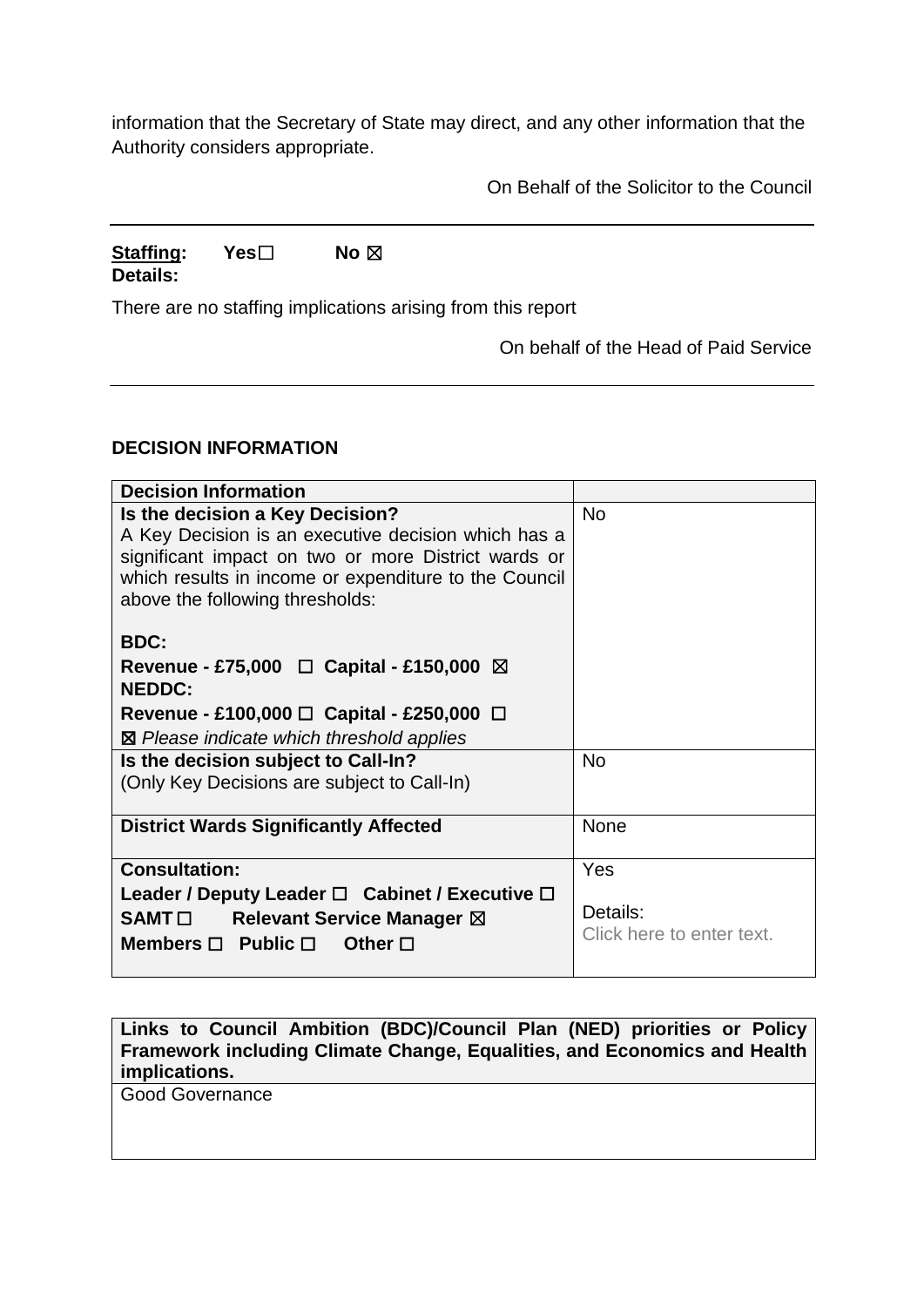information that the Secretary of State may direct, and any other information that the Authority considers appropriate.

On Behalf of the Solicitor to the Council

---

**Staffing:** **Yes**☐ **No** ☒
**Details:**

There are no staffing implications arising from this report

On behalf of the Head of Paid Service

---

**DECISION INFORMATION**

| **Decision Information** | |
|---|---|
| **Is the decision a Key Decision?**<br>A Key Decision is an executive decision which has a significant impact on two or more District wards or which results in income or expenditure to the Council above the following thresholds:<br><br>**BDC:**<br>**Revenue - £75,000** ☐ **Capital - £150,000** ☒<br>**NEDDC:**<br>**Revenue - £100,000** ☐ **Capital - £250,000** ☐<br>☒ *Please indicate which threshold applies* | No |
| **Is the decision subject to Call-In?**<br>(Only Key Decisions are subject to Call-In) | No |
| **District Wards Significantly Affected** | None |
| **Consultation:**<br>**Leader / Deputy Leader** ☐ **Cabinet / Executive** ☐<br>**SAMT** ☐ **Relevant Service Manager** ☒<br>**Members** ☐ **Public** ☐ **Other** ☐ | Yes<br><br>Details:<br>Click here to enter text. |

| **Links to Council Ambition (BDC)/Council Plan (NED) priorities or Policy Framework including Climate Change, Equalities, and Economics and Health implications.** |
|---|
| Good Governance |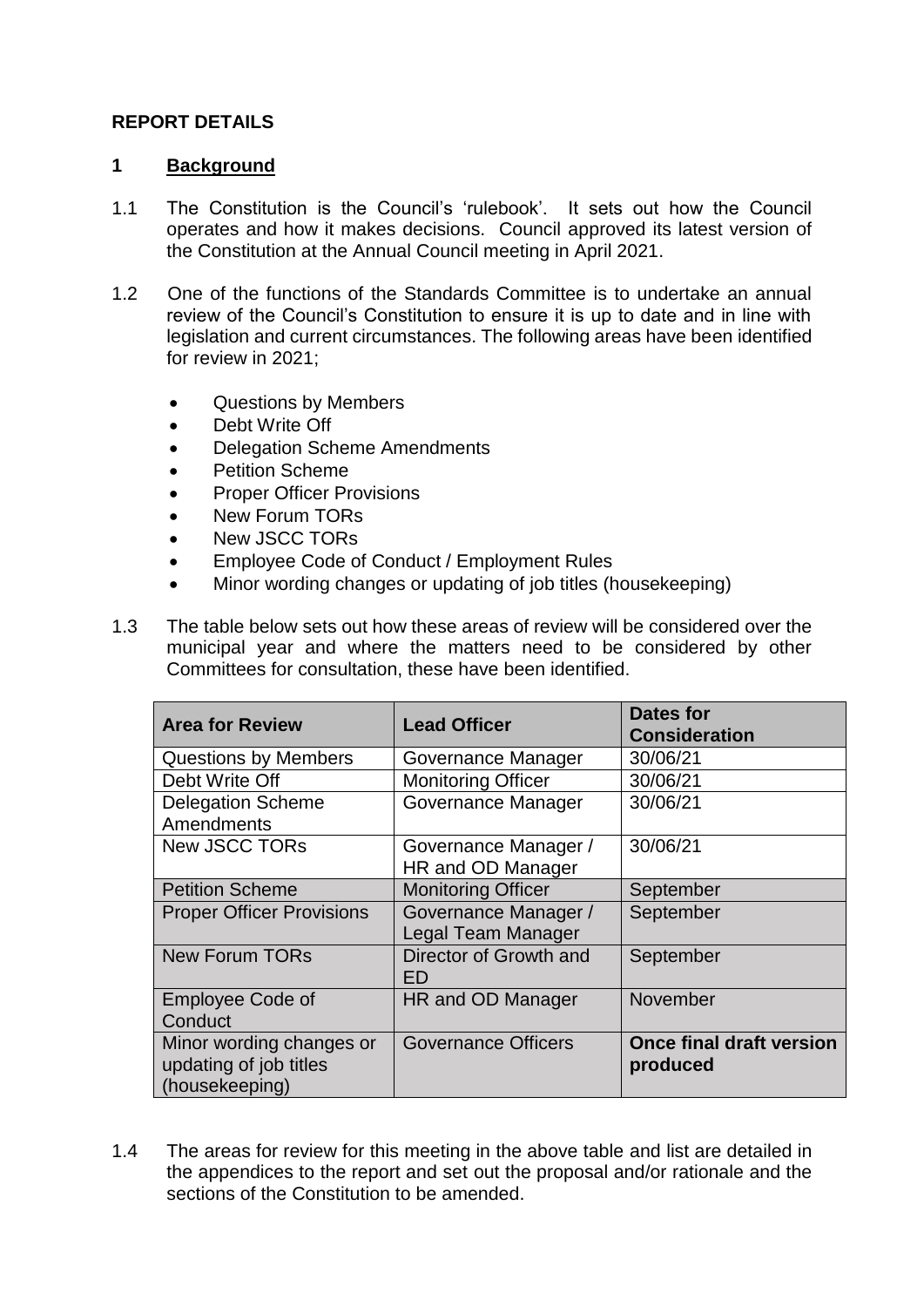**REPORT DETAILS**

**1 Background**

1.1 The Constitution is the Council's 'rulebook'. It sets out how the Council operates and how it makes decisions. Council approved its latest version of the Constitution at the Annual Council meeting in April 2021.

1.2 One of the functions of the Standards Committee is to undertake an annual review of the Council's Constitution to ensure it is up to date and in line with legislation and current circumstances. The following areas have been identified for review in 2021;

- Questions by Members
- Debt Write Off
- Delegation Scheme Amendments
- Petition Scheme
- Proper Officer Provisions
- New Forum TORs
- New JSCC TORs
- Employee Code of Conduct / Employment Rules
- Minor wording changes or updating of job titles (housekeeping)

1.3 The table below sets out how these areas of review will be considered over the municipal year and where the matters need to be considered by other Committees for consultation, these have been identified.

| Area for Review | Lead Officer | Dates for Consideration |
|---|---|---|
| Questions by Members | Governance Manager | 30/06/21 |
| Debt Write Off | Monitoring Officer | 30/06/21 |
| Delegation Scheme Amendments | Governance Manager | 30/06/21 |
| New JSCC TORs | Governance Manager / HR and OD Manager | 30/06/21 |
| Petition Scheme | Monitoring Officer | September |
| Proper Officer Provisions | Governance Manager / Legal Team Manager | September |
| New Forum TORs | Director of Growth and ED | September |
| Employee Code of Conduct | HR and OD Manager | November |
| Minor wording changes or updating of job titles (housekeeping) | Governance Officers | **Once final draft version produced** |

1.4 The areas for review for this meeting in the above table and list are detailed in the appendices to the report and set out the proposal and/or rationale and the sections of the Constitution to be amended.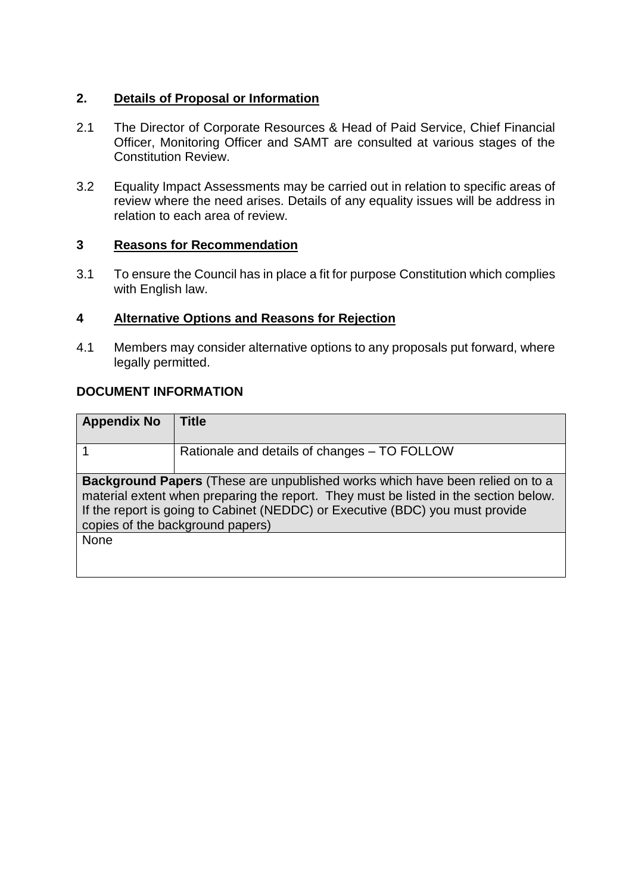## 2. Details of Proposal or Information

2.1 The Director of Corporate Resources & Head of Paid Service, Chief Financial Officer, Monitoring Officer and SAMT are consulted at various stages of the Constitution Review.

3.2 Equality Impact Assessments may be carried out in relation to specific areas of review where the need arises. Details of any equality issues will be address in relation to each area of review.

## 3 Reasons for Recommendation

3.1 To ensure the Council has in place a fit for purpose Constitution which complies with English law.

## 4 Alternative Options and Reasons for Rejection

4.1 Members may consider alternative options to any proposals put forward, where legally permitted.

**DOCUMENT INFORMATION**

| Appendix No | Title |
|---|---|
| 1 | Rationale and details of changes – TO FOLLOW |
| **Background Papers** (These are unpublished works which have been relied on to a material extent when preparing the report. They must be listed in the section below. If the report is going to Cabinet (NEDDC) or Executive (BDC) you must provide copies of the background papers) | |
| None | |